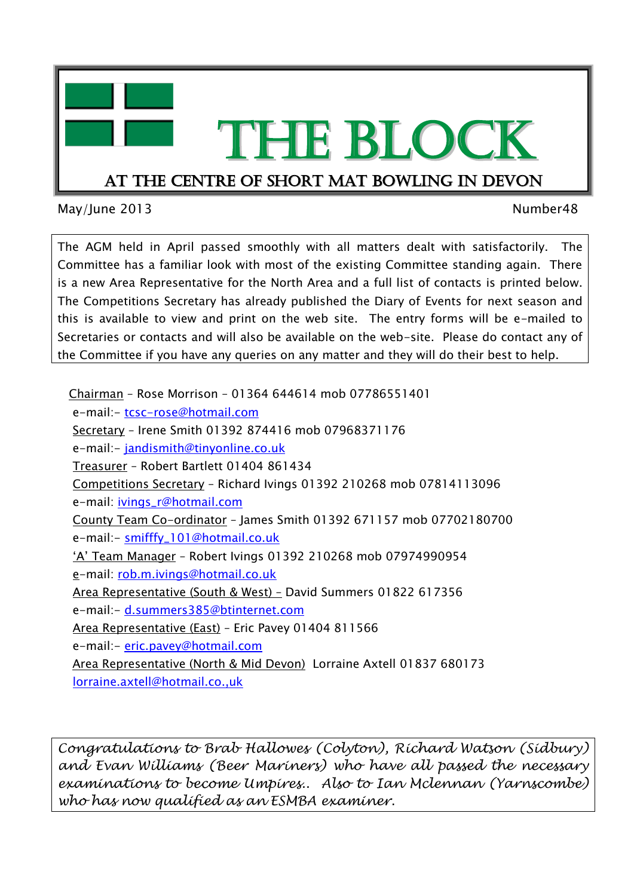# THE BLOCK

## AT THE CENTRE OF SHORT MAT BOWLING IN DEVON

May/June 2013 Number48

The AGM held in April passed smoothly with all matters dealt with satisfactorily. The Committee has a familiar look with most of the existing Committee standing again. There is a new Area Representative for the North Area and a full list of contacts is printed below. The Competitions Secretary has already published the Diary of Events for next season and this is available to view and print on the web site. The entry forms will be e-mailed to Secretaries or contacts and will also be available on the web-site. Please do contact any of the Committee if you have any queries on any matter and they will do their best to help.

Chairman – Rose Morrison – 01364 644614 mob 07786551401
e-mail:- tcsc-rose@hotmail.com
Secretary – Irene Smith 01392 874416 mob 07968371176
e-mail:- jandismith@tinyonline.co.uk
Treasurer – Robert Bartlett 01404 861434
Competitions Secretary – Richard Ivings 01392 210268 mob 07814113096
e-mail: ivings_r@hotmail.com
County Team Co-ordinator – James Smith 01392 671157 mob 07702180700
e-mail:- smifffy_101@hotmail.co.uk
'A' Team Manager – Robert Ivings 01392 210268 mob 07974990954
e-mail: rob.m.ivings@hotmail.co.uk
Area Representative (South & West) – David Summers 01822 617356
e-mail:- d.summers385@btinternet.com
Area Representative (East) – Eric Pavey 01404 811566
e-mail:- eric.pavey@hotmail.com
Area Representative (North & Mid Devon) Lorraine Axtell 01837 680173
lorraine.axtell@hotmail.co.,uk

*Congratulations to Brab Hallowes (Colyton), Richard Watson (Sidbury) and Evan Williams (Beer Mariners) who have all passed the necessary examinations to become Umpires.. Also to Ian Mclennan (Yarnscombe) who has now qualified as an ESMBA examiner.*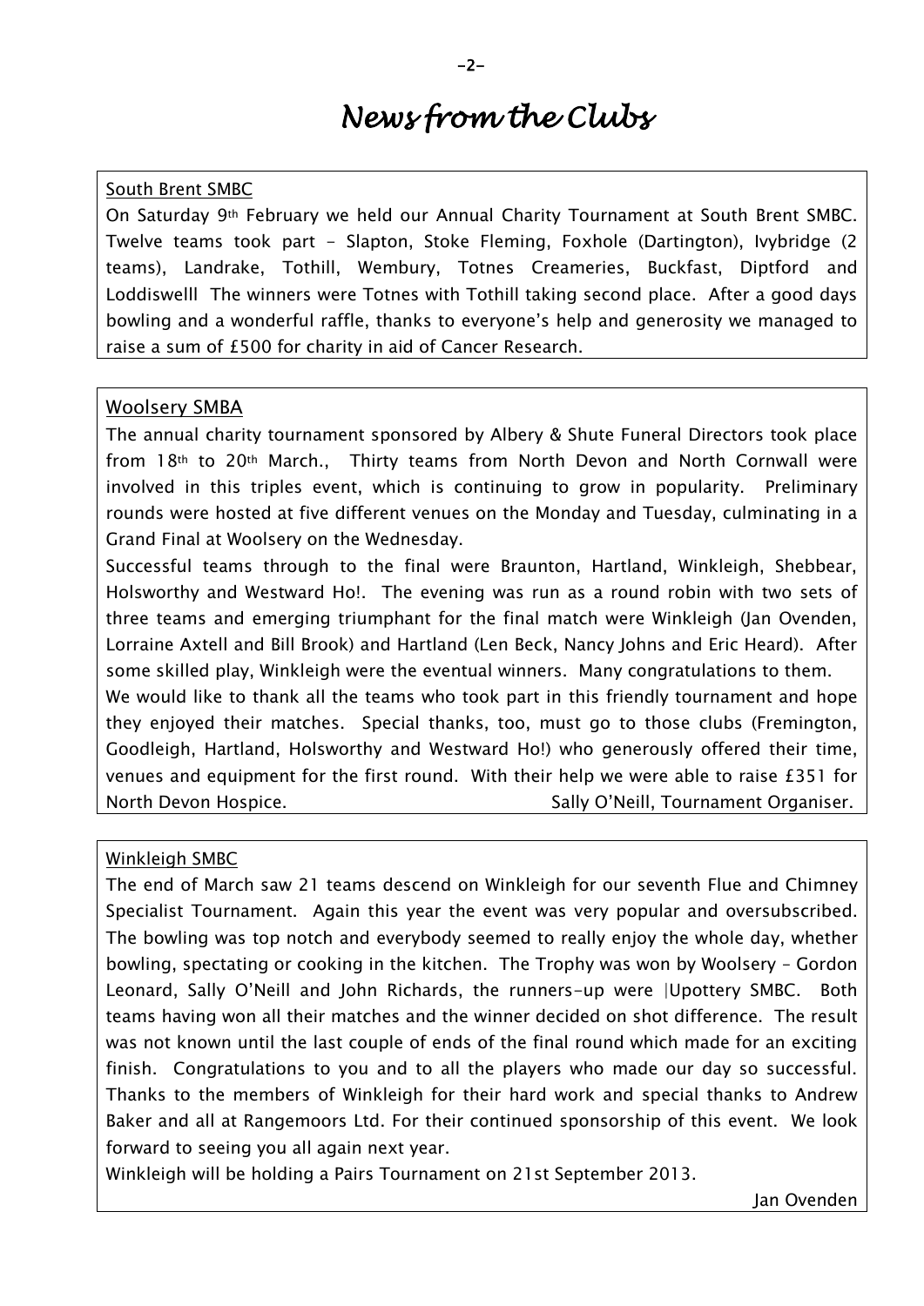# News from the Clubs

## South Brent SMBC

On Saturday 9th February we held our Annual Charity Tournament at South Brent SMBC. Twelve teams took part - Slapton, Stoke Fleming, Foxhole (Dartington), Ivybridge (2 teams), Landrake, Tothill, Wembury, Totnes Creameries, Buckfast, Diptford and Loddiswelll The winners were Totnes with Tothill taking second place. After a good days bowling and a wonderful raffle, thanks to everyone's help and generosity we managed to raise a sum of £500 for charity in aid of Cancer Research.

## Woolsery SMBA

The annual charity tournament sponsored by Albery & Shute Funeral Directors took place from 18th to 20th March., Thirty teams from North Devon and North Cornwall were involved in this triples event, which is continuing to grow in popularity. Preliminary rounds were hosted at five different venues on the Monday and Tuesday, culminating in a Grand Final at Woolsery on the Wednesday.

Successful teams through to the final were Braunton, Hartland, Winkleigh, Shebbear, Holsworthy and Westward Ho!. The evening was run as a round robin with two sets of three teams and emerging triumphant for the final match were Winkleigh (Jan Ovenden, Lorraine Axtell and Bill Brook) and Hartland (Len Beck, Nancy Johns and Eric Heard). After some skilled play, Winkleigh were the eventual winners. Many congratulations to them.

We would like to thank all the teams who took part in this friendly tournament and hope they enjoyed their matches. Special thanks, too, must go to those clubs (Fremington, Goodleigh, Hartland, Holsworthy and Westward Ho!) who generously offered their time, venues and equipment for the first round. With their help we were able to raise £351 for North Devon Hospice. Sally O'Neill, Tournament Organiser.

## Winkleigh SMBC

The end of March saw 21 teams descend on Winkleigh for our seventh Flue and Chimney Specialist Tournament. Again this year the event was very popular and oversubscribed. The bowling was top notch and everybody seemed to really enjoy the whole day, whether bowling, spectating or cooking in the kitchen. The Trophy was won by Woolsery – Gordon Leonard, Sally O'Neill and John Richards, the runners-up were |Upottery SMBC. Both teams having won all their matches and the winner decided on shot difference. The result was not known until the last couple of ends of the final round which made for an exciting finish. Congratulations to you and to all the players who made our day so successful. Thanks to the members of Winkleigh for their hard work and special thanks to Andrew Baker and all at Rangemoors Ltd. For their continued sponsorship of this event. We look forward to seeing you all again next year.

Winkleigh will be holding a Pairs Tournament on 21st September 2013.

Jan Ovenden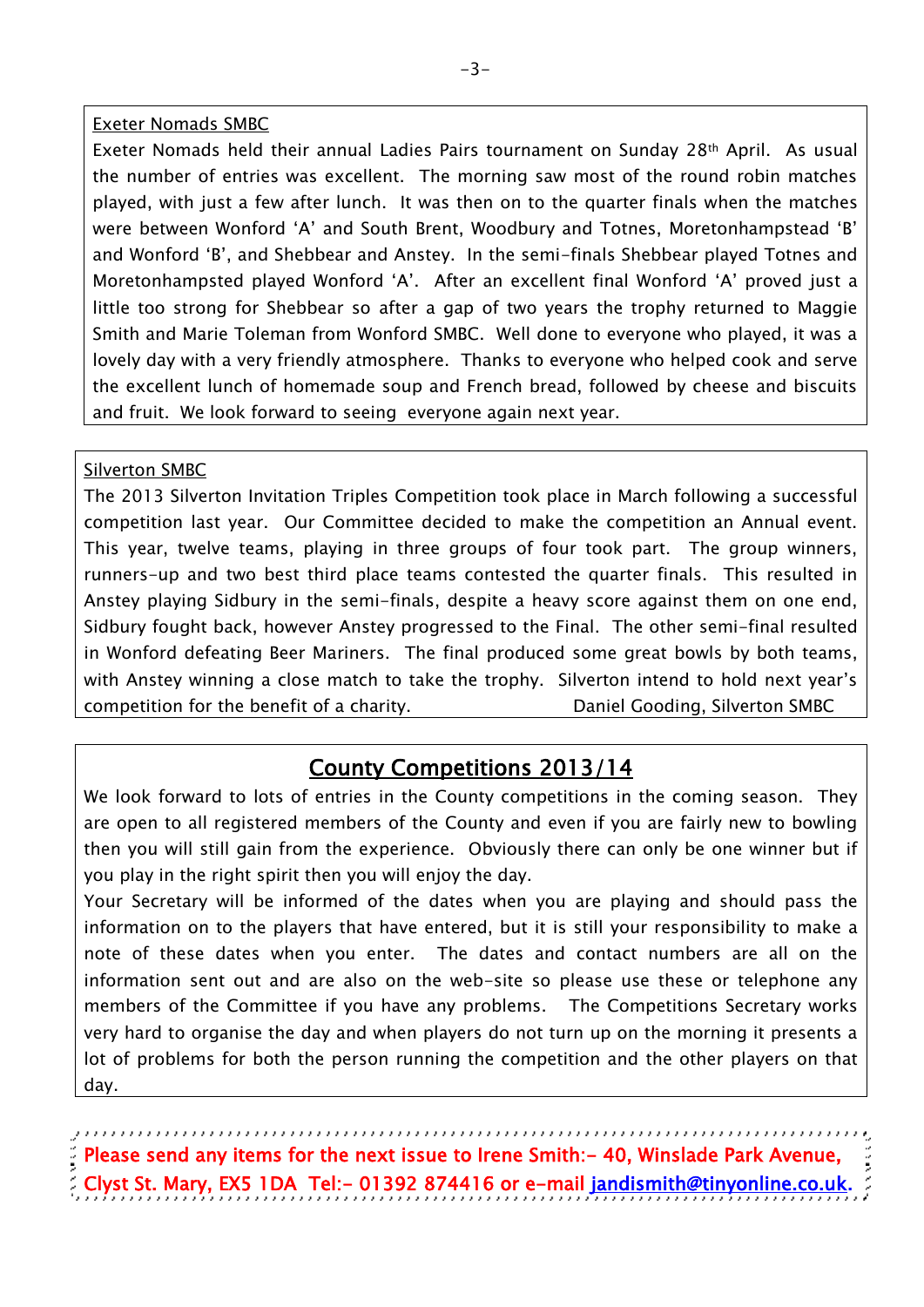## Exeter Nomads SMBC

Exeter Nomads held their annual Ladies Pairs tournament on Sunday 28th April. As usual the number of entries was excellent. The morning saw most of the round robin matches played, with just a few after lunch. It was then on to the quarter finals when the matches were between Wonford 'A' and South Brent, Woodbury and Totnes, Moretonhampstead 'B' and Wonford 'B', and Shebbear and Anstey. In the semi-finals Shebbear played Totnes and Moretonhampsted played Wonford 'A'. After an excellent final Wonford 'A' proved just a little too strong for Shebbear so after a gap of two years the trophy returned to Maggie Smith and Marie Toleman from Wonford SMBC. Well done to everyone who played, it was a lovely day with a very friendly atmosphere. Thanks to everyone who helped cook and serve the excellent lunch of homemade soup and French bread, followed by cheese and biscuits and fruit. We look forward to seeing everyone again next year.

## Silverton SMBC

The 2013 Silverton Invitation Triples Competition took place in March following a successful competition last year. Our Committee decided to make the competition an Annual event. This year, twelve teams, playing in three groups of four took part. The group winners, runners-up and two best third place teams contested the quarter finals. This resulted in Anstey playing Sidbury in the semi-finals, despite a heavy score against them on one end, Sidbury fought back, however Anstey progressed to the Final. The other semi-final resulted in Wonford defeating Beer Mariners. The final produced some great bowls by both teams, with Anstey winning a close match to take the trophy. Silverton intend to hold next year's competition for the benefit of a charity.

Daniel Gooding, Silverton SMBC

## County Competitions 2013/14

We look forward to lots of entries in the County competitions in the coming season. They are open to all registered members of the County and even if you are fairly new to bowling then you will still gain from the experience. Obviously there can only be one winner but if you play in the right spirit then you will enjoy the day.

Your Secretary will be informed of the dates when you are playing and should pass the information on to the players that have entered, but it is still your responsibility to make a note of these dates when you enter. The dates and contact numbers are all on the information sent out and are also on the web-site so please use these or telephone any members of the Committee if you have any problems. The Competitions Secretary works very hard to organise the day and when players do not turn up on the morning it presents a lot of problems for both the person running the competition and the other players on that day.

**Please send any items for the next issue to Irene Smith:- 40, Winslade Park Avenue, Clyst St. Mary, EX5 1DA Tel:- 01392 874416 or e-mail jandismith@tinyonline.co.uk.**